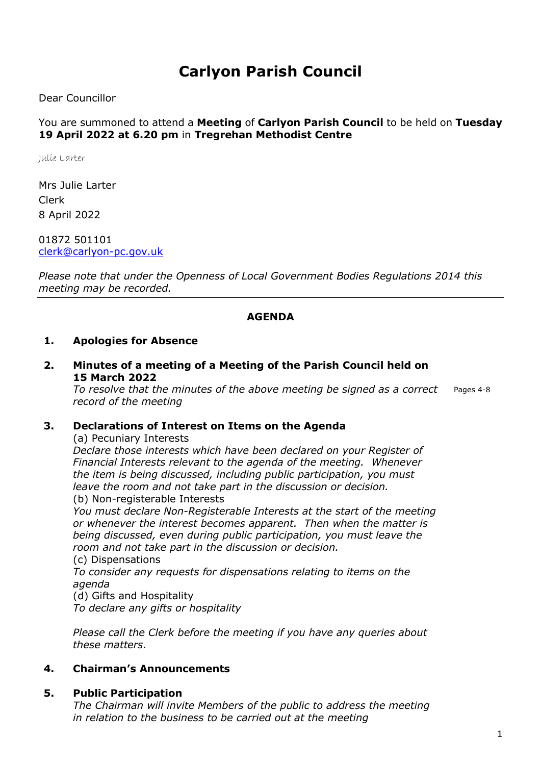# Carlyon Parish Council

Dear Councillor

You are summoned to attend a **Meeting** of **Carlyon Parish Council** to be held on **Tuesday 19 April 2022 at 6.20 pm** in **Tregrehan Methodist Centre**

Julie Larter

Mrs Julie Larter
Clerk
8 April 2022

01872 501101
clerk@carlyon-pc.gov.uk

*Please note that under the Openness of Local Government Bodies Regulations 2014 this meeting may be recorded.*

---

**AGENDA**

**1. Apologies for Absence**

**2. Minutes of a meeting of a Meeting of the Parish Council held on 15 March 2022**

*To resolve that the minutes of the above meeting be signed as a correct record of the meeting* — Pages 4-8

**3. Declarations of Interest on Items on the Agenda**

(a) Pecuniary Interests
*Declare those interests which have been declared on your Register of Financial Interests relevant to the agenda of the meeting. Whenever the item is being discussed, including public participation, you must leave the room and not take part in the discussion or decision.*

(b) Non-registerable Interests
*You must declare Non-Registerable Interests at the start of the meeting or whenever the interest becomes apparent. Then when the matter is being discussed, even during public participation, you must leave the room and not take part in the discussion or decision.*

(c) Dispensations
*To consider any requests for dispensations relating to items on the agenda*

(d) Gifts and Hospitality
*To declare any gifts or hospitality*

*Please call the Clerk before the meeting if you have any queries about these matters.*

**4. Chairman's Announcements**

**5. Public Participation**

*The Chairman will invite Members of the public to address the meeting in relation to the business to be carried out at the meeting*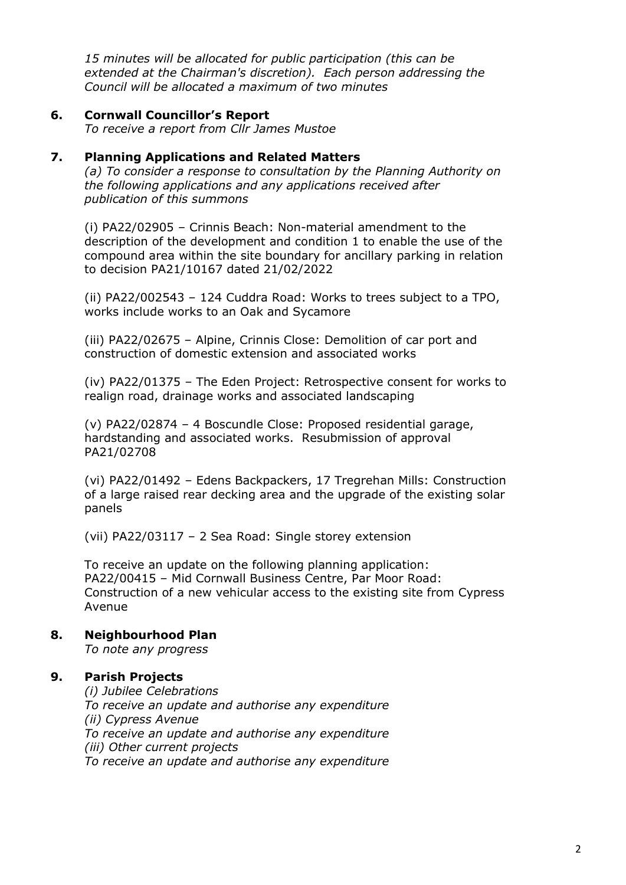*15 minutes will be allocated for public participation (this can be extended at the Chairman's discretion). Each person addressing the Council will be allocated a maximum of two minutes*

**6. Cornwall Councillor's Report**

*To receive a report from Cllr James Mustoe*

**7. Planning Applications and Related Matters**

*(a) To consider a response to consultation by the Planning Authority on the following applications and any applications received after publication of this summons*

(i) PA22/02905 – Crinnis Beach: Non-material amendment to the description of the development and condition 1 to enable the use of the compound area within the site boundary for ancillary parking in relation to decision PA21/10167 dated 21/02/2022

(ii) PA22/002543 – 124 Cuddra Road: Works to trees subject to a TPO, works include works to an Oak and Sycamore

(iii) PA22/02675 – Alpine, Crinnis Close: Demolition of car port and construction of domestic extension and associated works

(iv) PA22/01375 – The Eden Project: Retrospective consent for works to realign road, drainage works and associated landscaping

(v) PA22/02874 – 4 Boscundle Close: Proposed residential garage, hardstanding and associated works. Resubmission of approval PA21/02708

(vi) PA22/01492 – Edens Backpackers, 17 Tregrehan Mills: Construction of a large raised rear decking area and the upgrade of the existing solar panels

(vii) PA22/03117 – 2 Sea Road: Single storey extension

To receive an update on the following planning application: PA22/00415 – Mid Cornwall Business Centre, Par Moor Road: Construction of a new vehicular access to the existing site from Cypress Avenue

**8. Neighbourhood Plan**

*To note any progress*

**9. Parish Projects**

*(i) Jubilee Celebrations*
*To receive an update and authorise any expenditure*
*(ii) Cypress Avenue*
*To receive an update and authorise any expenditure*
*(iii) Other current projects*
*To receive an update and authorise any expenditure*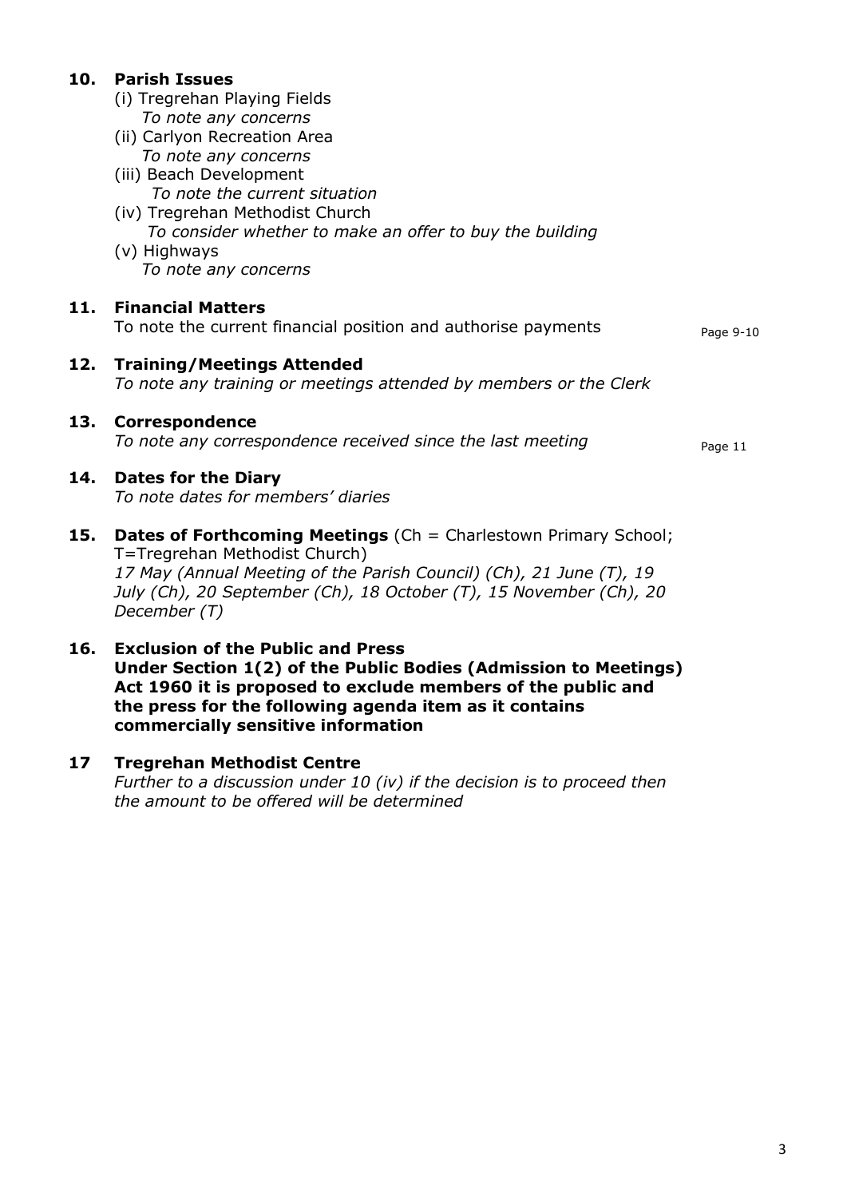**10. Parish Issues**

(i) Tregrehan Playing Fields
*To note any concerns*

(ii) Carlyon Recreation Area
*To note any concerns*

(iii) Beach Development
*To note the current situation*

(iv) Tregrehan Methodist Church
*To consider whether to make an offer to buy the building*

(v) Highways
*To note any concerns*

**11. Financial Matters**
To note the current financial position and authorise payments — Page 9-10

**12. Training/Meetings Attended**
*To note any training or meetings attended by members or the Clerk*

**13. Correspondence**
*To note any correspondence received since the last meeting* — Page 11

**14. Dates for the Diary**
*To note dates for members' diaries*

**15. Dates of Forthcoming Meetings** (Ch = Charlestown Primary School; T=Tregrehan Methodist Church)
*17 May (Annual Meeting of the Parish Council) (Ch), 21 June (T), 19 July (Ch), 20 September (Ch), 18 October (T), 15 November (Ch), 20 December (T)*

**16. Exclusion of the Public and Press**
**Under Section 1(2) of the Public Bodies (Admission to Meetings) Act 1960 it is proposed to exclude members of the public and the press for the following agenda item as it contains commercially sensitive information**

**17 Tregrehan Methodist Centre**
*Further to a discussion under 10 (iv) if the decision is to proceed then the amount to be offered will be determined*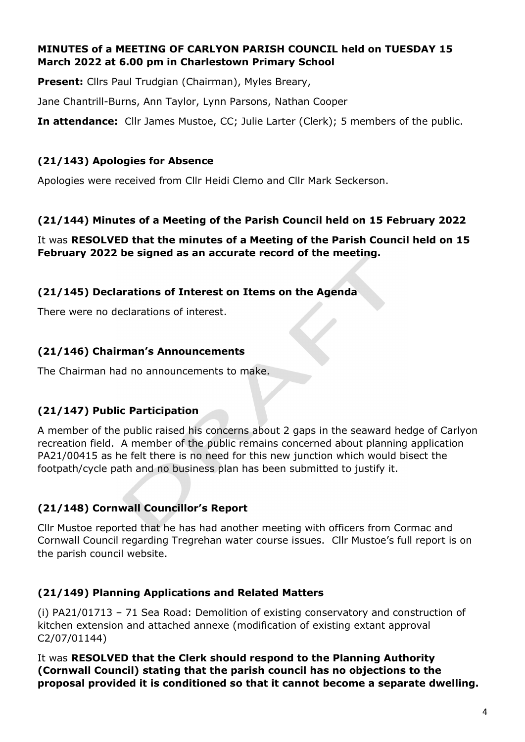**MINUTES of a MEETING OF CARLYON PARISH COUNCIL held on TUESDAY 15 March 2022 at 6.00 pm in Charlestown Primary School**

**Present:** Cllrs Paul Trudgian (Chairman), Myles Breary,

Jane Chantrill-Burns, Ann Taylor, Lynn Parsons, Nathan Cooper

**In attendance:** Cllr James Mustoe, CC; Julie Larter (Clerk); 5 members of the public.

### (21/143) Apologies for Absence

Apologies were received from Cllr Heidi Clemo and Cllr Mark Seckerson.

### (21/144) Minutes of a Meeting of the Parish Council held on 15 February 2022

It was **RESOLVED that the minutes of a Meeting of the Parish Council held on 15 February 2022 be signed as an accurate record of the meeting.**

### (21/145) Declarations of Interest on Items on the Agenda

There were no declarations of interest.

### (21/146) Chairman's Announcements

The Chairman had no announcements to make.

### (21/147) Public Participation

A member of the public raised his concerns about 2 gaps in the seaward hedge of Carlyon recreation field. A member of the public remains concerned about planning application PA21/00415 as he felt there is no need for this new junction which would bisect the footpath/cycle path and no business plan has been submitted to justify it.

### (21/148) Cornwall Councillor's Report

Cllr Mustoe reported that he has had another meeting with officers from Cormac and Cornwall Council regarding Tregrehan water course issues. Cllr Mustoe's full report is on the parish council website.

### (21/149) Planning Applications and Related Matters

(i) PA21/01713 – 71 Sea Road: Demolition of existing conservatory and construction of kitchen extension and attached annexe (modification of existing extant approval C2/07/01144)

It was **RESOLVED that the Clerk should respond to the Planning Authority (Cornwall Council) stating that the parish council has no objections to the proposal provided it is conditioned so that it cannot become a separate dwelling.**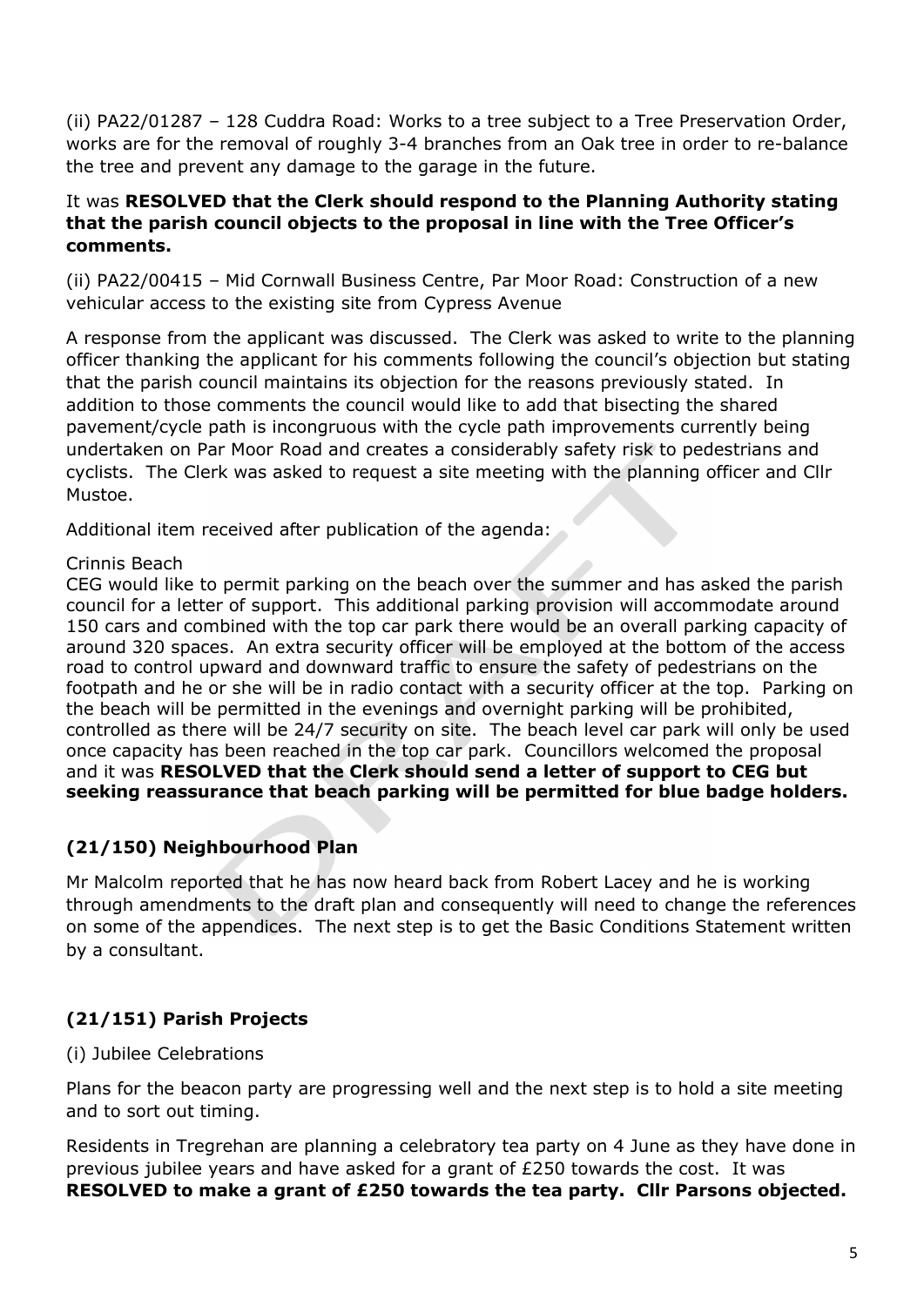(ii) PA22/01287 – 128 Cuddra Road: Works to a tree subject to a Tree Preservation Order, works are for the removal of roughly 3-4 branches from an Oak tree in order to re-balance the tree and prevent any damage to the garage in the future.

It was **RESOLVED that the Clerk should respond to the Planning Authority stating that the parish council objects to the proposal in line with the Tree Officer's comments.**

(ii) PA22/00415 – Mid Cornwall Business Centre, Par Moor Road: Construction of a new vehicular access to the existing site from Cypress Avenue

A response from the applicant was discussed. The Clerk was asked to write to the planning officer thanking the applicant for his comments following the council's objection but stating that the parish council maintains its objection for the reasons previously stated. In addition to those comments the council would like to add that bisecting the shared pavement/cycle path is incongruous with the cycle path improvements currently being undertaken on Par Moor Road and creates a considerably safety risk to pedestrians and cyclists. The Clerk was asked to request a site meeting with the planning officer and Cllr Mustoe.

Additional item received after publication of the agenda:

Crinnis Beach
CEG would like to permit parking on the beach over the summer and has asked the parish council for a letter of support. This additional parking provision will accommodate around 150 cars and combined with the top car park there would be an overall parking capacity of around 320 spaces. An extra security officer will be employed at the bottom of the access road to control upward and downward traffic to ensure the safety of pedestrians on the footpath and he or she will be in radio contact with a security officer at the top. Parking on the beach will be permitted in the evenings and overnight parking will be prohibited, controlled as there will be 24/7 security on site. The beach level car park will only be used once capacity has been reached in the top car park. Councillors welcomed the proposal and it was **RESOLVED that the Clerk should send a letter of support to CEG but seeking reassurance that beach parking will be permitted for blue badge holders.**

### (21/150) Neighbourhood Plan

Mr Malcolm reported that he has now heard back from Robert Lacey and he is working through amendments to the draft plan and consequently will need to change the references on some of the appendices. The next step is to get the Basic Conditions Statement written by a consultant.

### (21/151) Parish Projects

(i) Jubilee Celebrations

Plans for the beacon party are progressing well and the next step is to hold a site meeting and to sort out timing.

Residents in Tregrehan are planning a celebratory tea party on 4 June as they have done in previous jubilee years and have asked for a grant of £250 towards the cost. It was **RESOLVED to make a grant of £250 towards the tea party. Cllr Parsons objected.**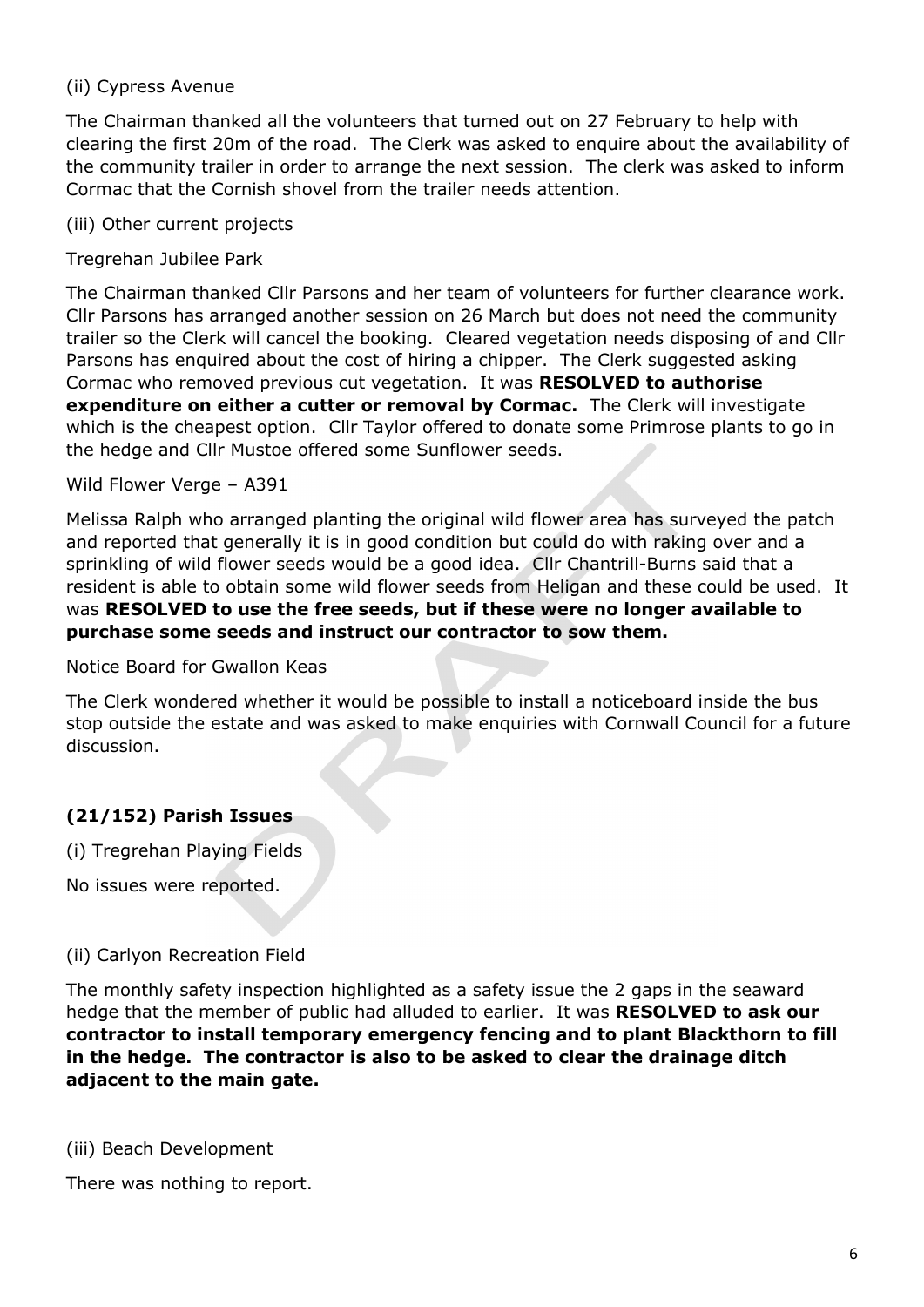(ii) Cypress Avenue

The Chairman thanked all the volunteers that turned out on 27 February to help with clearing the first 20m of the road. The Clerk was asked to enquire about the availability of the community trailer in order to arrange the next session. The clerk was asked to inform Cormac that the Cornish shovel from the trailer needs attention.

(iii) Other current projects

Tregrehan Jubilee Park

The Chairman thanked Cllr Parsons and her team of volunteers for further clearance work. Cllr Parsons has arranged another session on 26 March but does not need the community trailer so the Clerk will cancel the booking. Cleared vegetation needs disposing of and Cllr Parsons has enquired about the cost of hiring a chipper. The Clerk suggested asking Cormac who removed previous cut vegetation. It was **RESOLVED to authorise expenditure on either a cutter or removal by Cormac.** The Clerk will investigate which is the cheapest option. Cllr Taylor offered to donate some Primrose plants to go in the hedge and Cllr Mustoe offered some Sunflower seeds.

Wild Flower Verge – A391

Melissa Ralph who arranged planting the original wild flower area has surveyed the patch and reported that generally it is in good condition but could do with raking over and a sprinkling of wild flower seeds would be a good idea. Cllr Chantrill-Burns said that a resident is able to obtain some wild flower seeds from Heligan and these could be used. It was **RESOLVED to use the free seeds, but if these were no longer available to purchase some seeds and instruct our contractor to sow them.**

Notice Board for Gwallon Keas

The Clerk wondered whether it would be possible to install a noticeboard inside the bus stop outside the estate and was asked to make enquiries with Cornwall Council for a future discussion.

### (21/152) Parish Issues

(i) Tregrehan Playing Fields

No issues were reported.

(ii) Carlyon Recreation Field

The monthly safety inspection highlighted as a safety issue the 2 gaps in the seaward hedge that the member of public had alluded to earlier. It was **RESOLVED to ask our contractor to install temporary emergency fencing and to plant Blackthorn to fill in the hedge. The contractor is also to be asked to clear the drainage ditch adjacent to the main gate.**

(iii) Beach Development

There was nothing to report.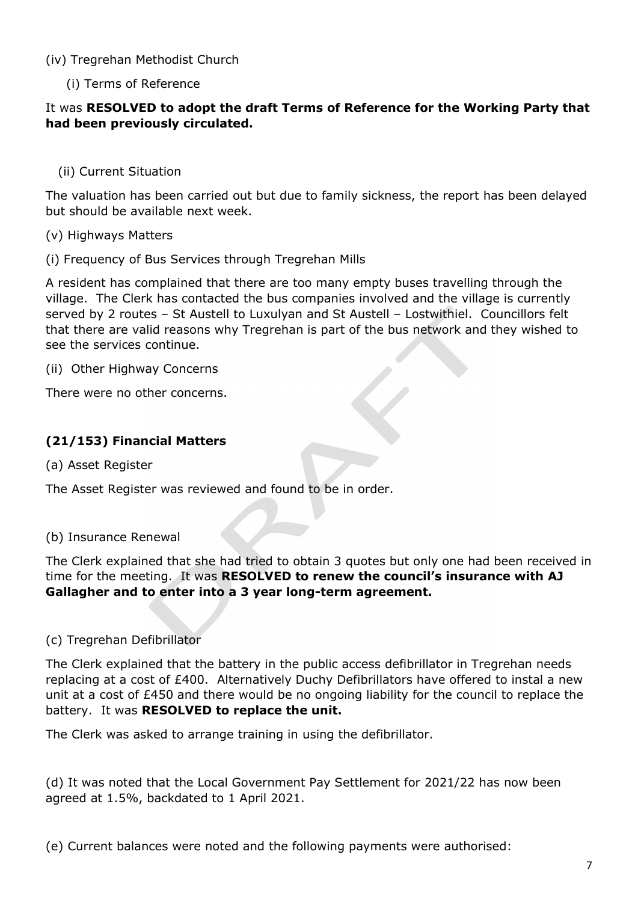(iv) Tregrehan Methodist Church

(i) Terms of Reference

It was **RESOLVED to adopt the draft Terms of Reference for the Working Party that had been previously circulated.**

(ii) Current Situation

The valuation has been carried out but due to family sickness, the report has been delayed but should be available next week.

(v) Highways Matters

(i) Frequency of Bus Services through Tregrehan Mills

A resident has complained that there are too many empty buses travelling through the village. The Clerk has contacted the bus companies involved and the village is currently served by 2 routes – St Austell to Luxulyan and St Austell – Lostwithiel. Councillors felt that there are valid reasons why Tregrehan is part of the bus network and they wished to see the services continue.

(ii) Other Highway Concerns

There were no other concerns.

**(21/153) Financial Matters**

(a) Asset Register

The Asset Register was reviewed and found to be in order.

(b) Insurance Renewal

The Clerk explained that she had tried to obtain 3 quotes but only one had been received in time for the meeting. It was **RESOLVED to renew the council's insurance with AJ Gallagher and to enter into a 3 year long-term agreement.**

(c) Tregrehan Defibrillator

The Clerk explained that the battery in the public access defibrillator in Tregrehan needs replacing at a cost of £400. Alternatively Duchy Defibrillators have offered to instal a new unit at a cost of £450 and there would be no ongoing liability for the council to replace the battery. It was **RESOLVED to replace the unit.**

The Clerk was asked to arrange training in using the defibrillator.

(d) It was noted that the Local Government Pay Settlement for 2021/22 has now been agreed at 1.5%, backdated to 1 April 2021.

(e) Current balances were noted and the following payments were authorised: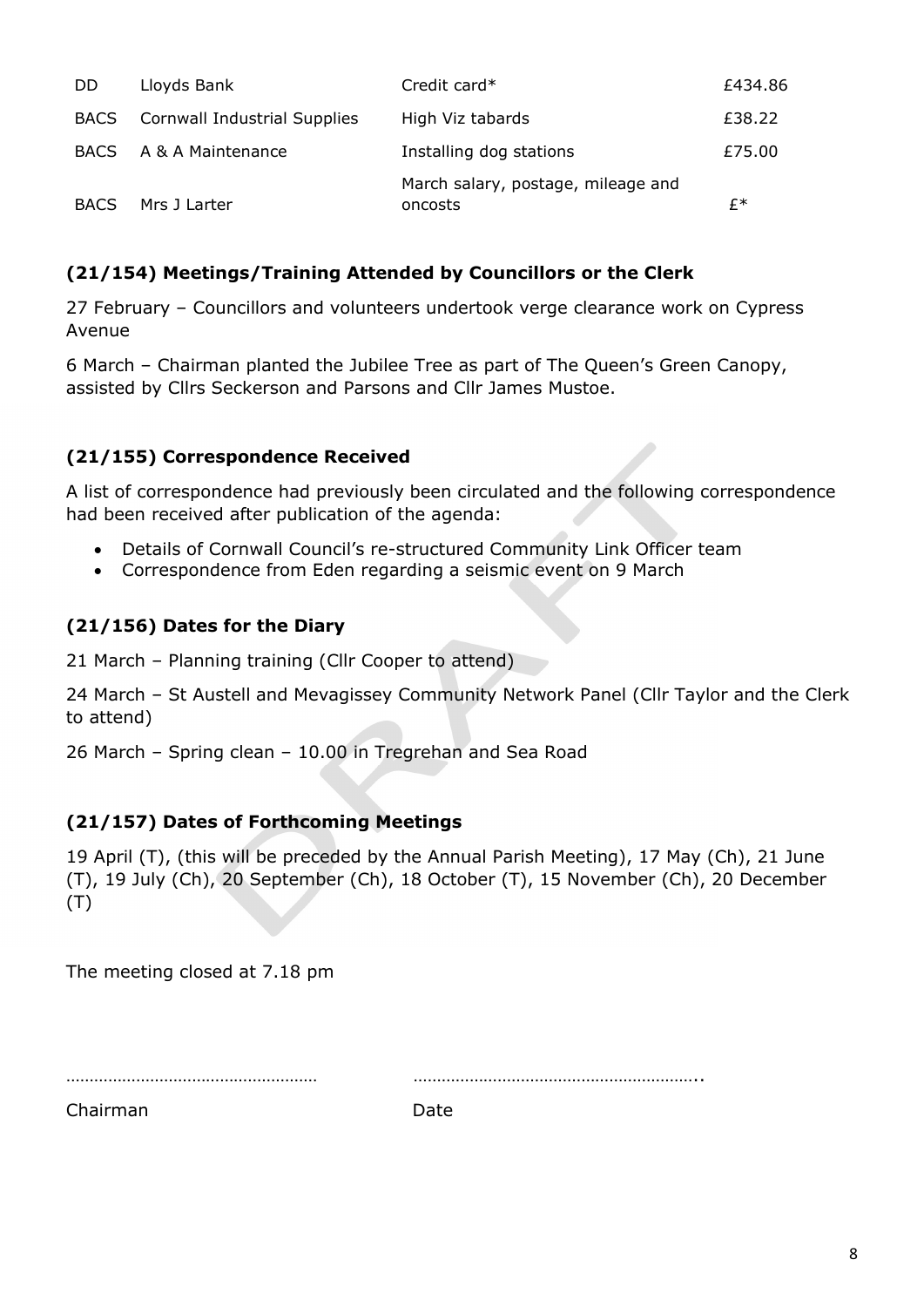| DD | Lloyds Bank | Credit card* | £434.86 |
|---|---|---|---|
| BACS | Cornwall Industrial Supplies | High Viz tabards | £38.22 |
| BACS | A & A Maintenance | Installing dog stations | £75.00 |
| BACS | Mrs J Larter | March salary, postage, mileage and oncosts | £* |

### (21/154) Meetings/Training Attended by Councillors or the Clerk

27 February – Councillors and volunteers undertook verge clearance work on Cypress Avenue

6 March – Chairman planted the Jubilee Tree as part of The Queen's Green Canopy, assisted by Cllrs Seckerson and Parsons and Cllr James Mustoe.

### (21/155) Correspondence Received

A list of correspondence had previously been circulated and the following correspondence had been received after publication of the agenda:

- Details of Cornwall Council's re-structured Community Link Officer team
- Correspondence from Eden regarding a seismic event on 9 March

### (21/156) Dates for the Diary

21 March – Planning training (Cllr Cooper to attend)

24 March – St Austell and Mevagissey Community Network Panel (Cllr Taylor and the Clerk to attend)

26 March – Spring clean – 10.00 in Tregrehan and Sea Road

### (21/157) Dates of Forthcoming Meetings

19 April (T), (this will be preceded by the Annual Parish Meeting), 17 May (Ch), 21 June (T), 19 July (Ch), 20 September (Ch), 18 October (T), 15 November (Ch), 20 December (T)

The meeting closed at 7.18 pm

……………………………………………… ……………………………………………………..

Chairman Date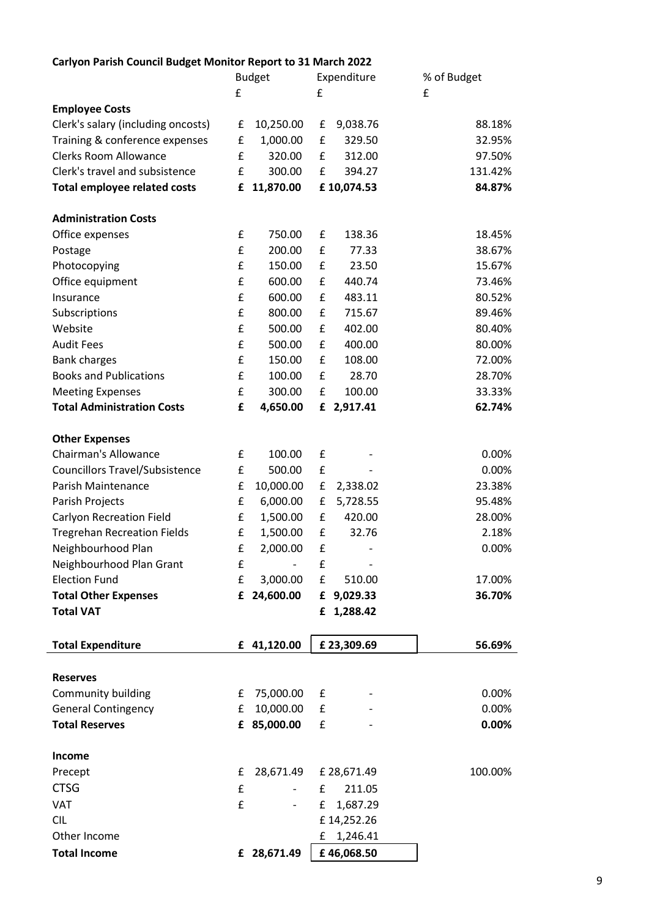**Carlyon Parish Council Budget Monitor Report to 31 March 2022**

| | Budget £ | Expenditure £ | % of Budget £ |
|---|---|---|---|
| **Employee Costs** | | | |
| Clerk's salary (including oncosts) | £ 10,250.00 | £ 9,038.76 | 88.18% |
| Training & conference expenses | £ 1,000.00 | £ 329.50 | 32.95% |
| Clerks Room Allowance | £ 320.00 | £ 312.00 | 97.50% |
| Clerk's travel and subsistence | £ 300.00 | £ 394.27 | 131.42% |
| **Total employee related costs** | **£ 11,870.00** | **£ 10,074.53** | **84.87%** |
| | | | |
| **Administration Costs** | | | |
| Office expenses | £ 750.00 | £ 138.36 | 18.45% |
| Postage | £ 200.00 | £ 77.33 | 38.67% |
| Photocopying | £ 150.00 | £ 23.50 | 15.67% |
| Office equipment | £ 600.00 | £ 440.74 | 73.46% |
| Insurance | £ 600.00 | £ 483.11 | 80.52% |
| Subscriptions | £ 800.00 | £ 715.67 | 89.46% |
| Website | £ 500.00 | £ 402.00 | 80.40% |
| Audit Fees | £ 500.00 | £ 400.00 | 80.00% |
| Bank charges | £ 150.00 | £ 108.00 | 72.00% |
| Books and Publications | £ 100.00 | £ 28.70 | 28.70% |
| Meeting Expenses | £ 300.00 | £ 100.00 | 33.33% |
| **Total Administration Costs** | **£ 4,650.00** | **£ 2,917.41** | **62.74%** |
| | | | |
| **Other Expenses** | | | |
| Chairman's Allowance | £ 100.00 | £ - | 0.00% |
| Councillors Travel/Subsistence | £ 500.00 | £ - | 0.00% |
| Parish Maintenance | £ 10,000.00 | £ 2,338.02 | 23.38% |
| Parish Projects | £ 6,000.00 | £ 5,728.55 | 95.48% |
| Carlyon Recreation Field | £ 1,500.00 | £ 420.00 | 28.00% |
| Tregrehan Recreation Fields | £ 1,500.00 | £ 32.76 | 2.18% |
| Neighbourhood Plan | £ 2,000.00 | £ - | 0.00% |
| Neighbourhood Plan Grant | £ - | £ - | |
| Election Fund | £ 3,000.00 | £ 510.00 | 17.00% |
| **Total Other Expenses** | **£ 24,600.00** | **£ 9,029.33** | **36.70%** |
| **Total VAT** | | **£ 1,288.42** | |
| | | | |
| **Total Expenditure** | **£ 41,120.00** | **£ 23,309.69** | **56.69%** |
| | | | |
| **Reserves** | | | |
| Community building | £ 75,000.00 | £ - | 0.00% |
| General Contingency | £ 10,000.00 | £ - | 0.00% |
| **Total Reserves** | **£ 85,000.00** | **£ -** | **0.00%** |
| | | | |
| **Income** | | | |
| Precept | £ 28,671.49 | £ 28,671.49 | 100.00% |
| CTSG | £ - | £ 211.05 | |
| VAT | £ - | £ 1,687.29 | |
| CIL | | £ 14,252.26 | |
| Other Income | | £ 1,246.41 | |
| **Total Income** | **£ 28,671.49** | **£ 46,068.50** | |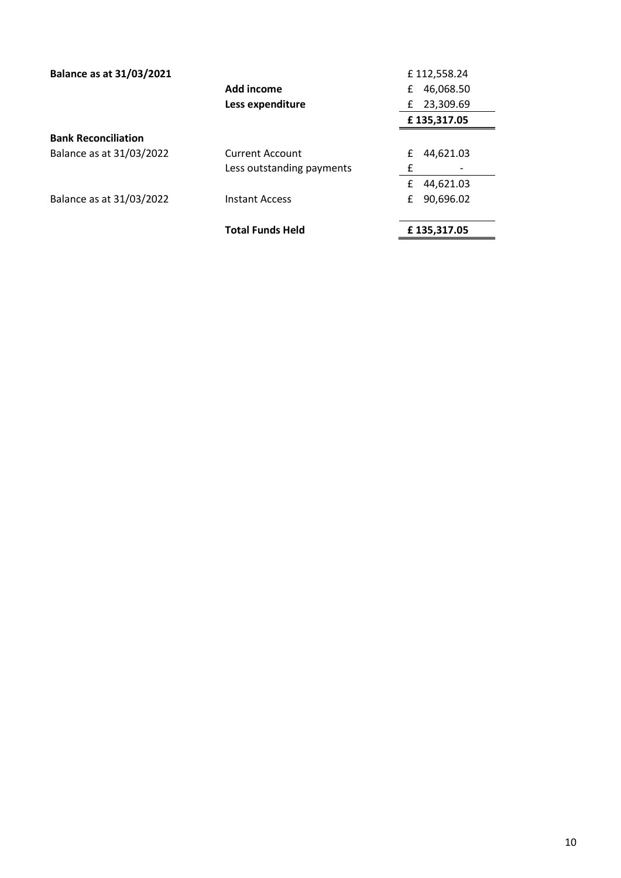| **Balance as at 31/03/2021** | | £ 112,558.24 |
|---|---|---|
| | **Add income** | £ 46,068.50 |
| | **Less expenditure** | £ 23,309.69 |
| | | **£ 135,317.05** |
| **Bank Reconciliation** | | |
| Balance as at 31/03/2022 | Current Account | £ 44,621.03 |
| | Less outstanding payments | £ - |
| | | £ 44,621.03 |
| Balance as at 31/03/2022 | Instant Access | £ 90,696.02 |
| | **Total Funds Held** | **£ 135,317.05** |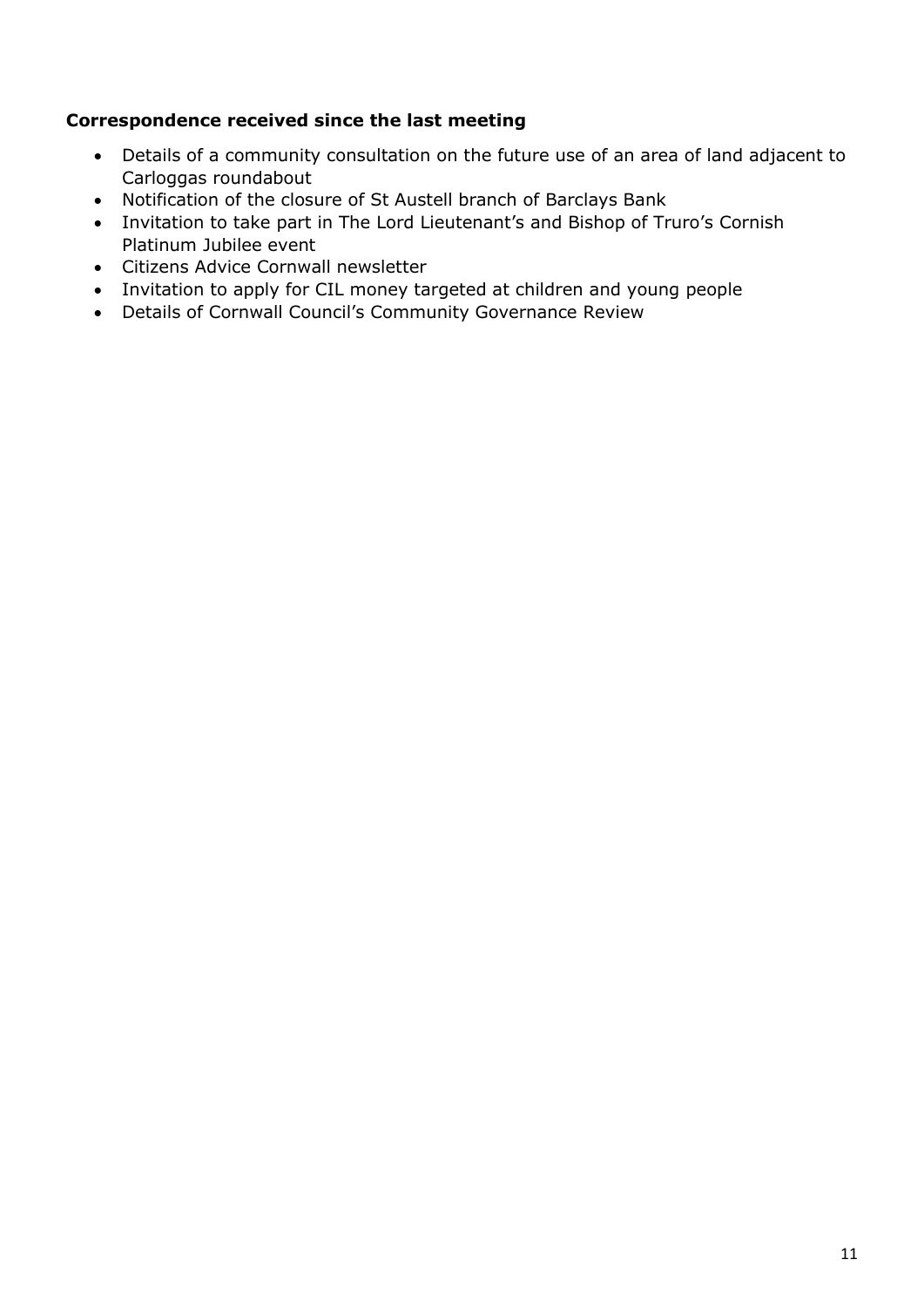**Correspondence received since the last meeting**

- Details of a community consultation on the future use of an area of land adjacent to Carloggas roundabout
- Notification of the closure of St Austell branch of Barclays Bank
- Invitation to take part in The Lord Lieutenant's and Bishop of Truro's Cornish Platinum Jubilee event
- Citizens Advice Cornwall newsletter
- Invitation to apply for CIL money targeted at children and young people
- Details of Cornwall Council's Community Governance Review